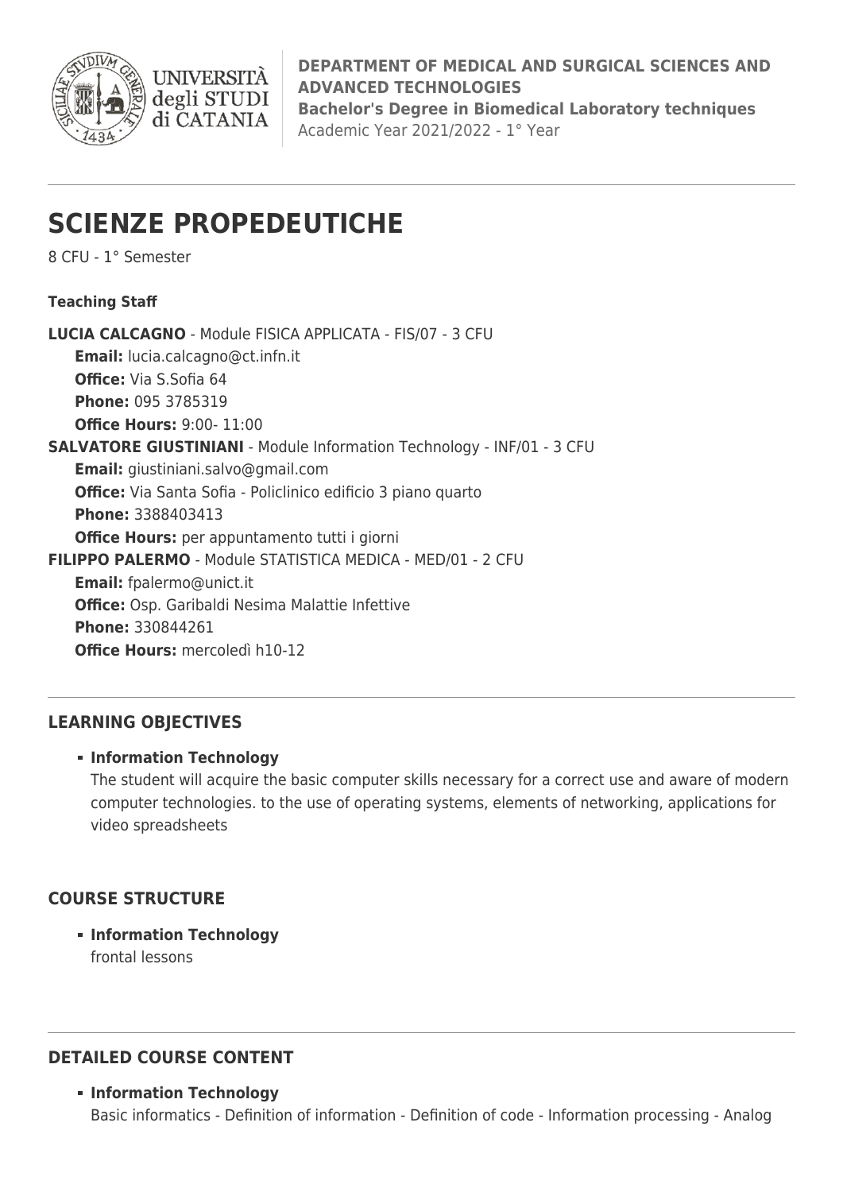**DEPARTMENT OF MEDICAL AND SURGICAL SCIENCES AND ADVANCED TECHNOLOGIES**
**Bachelor's Degree in Biomedical Laboratory techniques**
Academic Year 2021/2022 - 1° Year

# SCIENZE PROPEDEUTICHE

8 CFU - 1° Semester

**Teaching Staff**

**LUCIA CALCAGNO** - Module FISICA APPLICATA - FIS/07 - 3 CFU
  **Email:** lucia.calcagno@ct.infn.it
  **Office:** Via S.Sofia 64
  **Phone:** 095 3785319
  **Office Hours:** 9:00- 11:00

**SALVATORE GIUSTINIANI** - Module Information Technology - INF/01 - 3 CFU
  **Email:** giustiniani.salvo@gmail.com
  **Office:** Via Santa Sofia - Policlinico edificio 3 piano quarto
  **Phone:** 3388403413
  **Office Hours:** per appuntamento tutti i giorni

**FILIPPO PALERMO** - Module STATISTICA MEDICA - MED/01 - 2 CFU
  **Email:** fpalermo@unict.it
  **Office:** Osp. Garibaldi Nesima Malattie Infettive
  **Phone:** 330844261
  **Office Hours:** mercoledì h10-12

## LEARNING OBJECTIVES

- **Information Technology**
  The student will acquire the basic computer skills necessary for a correct use and aware of modern computer technologies. to the use of operating systems, elements of networking, applications for video spreadsheets

## COURSE STRUCTURE

- **Information Technology**
  frontal lessons

## DETAILED COURSE CONTENT

- **Information Technology**
  Basic informatics - Definition of information - Definition of code - Information processing - Analog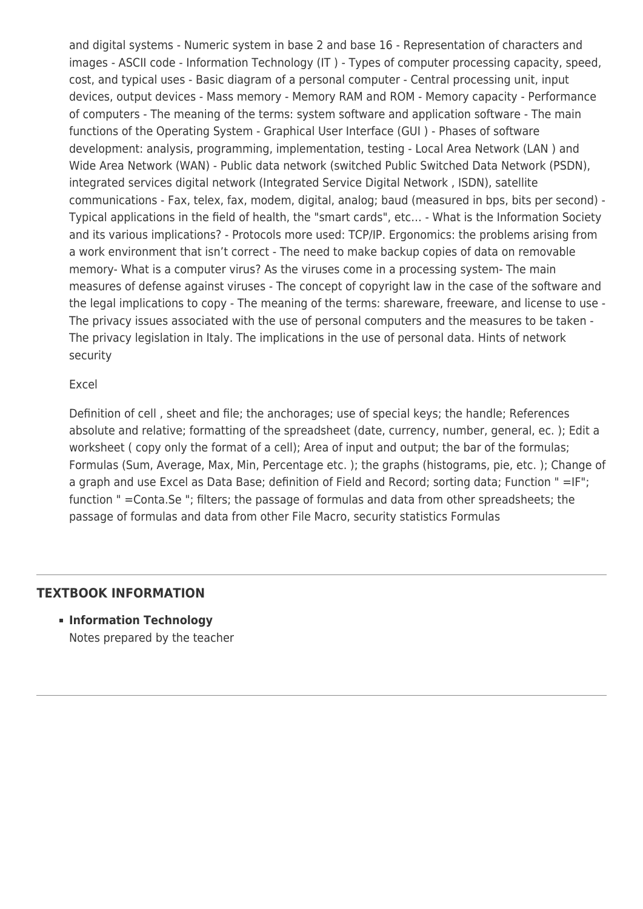and digital systems - Numeric system in base 2 and base 16 - Representation of characters and images - ASCII code - Information Technology (IT ) - Types of computer processing capacity, speed, cost, and typical uses - Basic diagram of a personal computer - Central processing unit, input devices, output devices - Mass memory - Memory RAM and ROM - Memory capacity - Performance of computers - The meaning of the terms: system software and application software - The main functions of the Operating System - Graphical User Interface (GUI ) - Phases of software development: analysis, programming, implementation, testing - Local Area Network (LAN ) and Wide Area Network (WAN) - Public data network (switched Public Switched Data Network (PSDN), integrated services digital network (Integrated Service Digital Network , ISDN), satellite communications - Fax, telex, fax, modem, digital, analog; baud (measured in bps, bits per second) - Typical applications in the field of health, the "smart cards", etc… - What is the Information Society and its various implications? - Protocols more used: TCP/IP. Ergonomics: the problems arising from a work environment that isn't correct - The need to make backup copies of data on removable memory- What is a computer virus? As the viruses come in a processing system- The main measures of defense against viruses - The concept of copyright law in the case of the software and the legal implications to copy - The meaning of the terms: shareware, freeware, and license to use - The privacy issues associated with the use of personal computers and the measures to be taken - The privacy legislation in Italy. The implications in the use of personal data. Hints of network security

Excel

Definition of cell , sheet and file; the anchorages; use of special keys; the handle; References absolute and relative; formatting of the spreadsheet (date, currency, number, general, ec. ); Edit a worksheet ( copy only the format of a cell); Area of input and output; the bar of the formulas; Formulas (Sum, Average, Max, Min, Percentage etc. ); the graphs (histograms, pie, etc. ); Change of a graph and use Excel as Data Base; definition of Field and Record; sorting data; Function " =IF"; function " =Conta.Se "; filters; the passage of formulas and data from other spreadsheets; the passage of formulas and data from other File Macro, security statistics Formulas

## TEXTBOOK INFORMATION

- **Information Technology**
  Notes prepared by the teacher